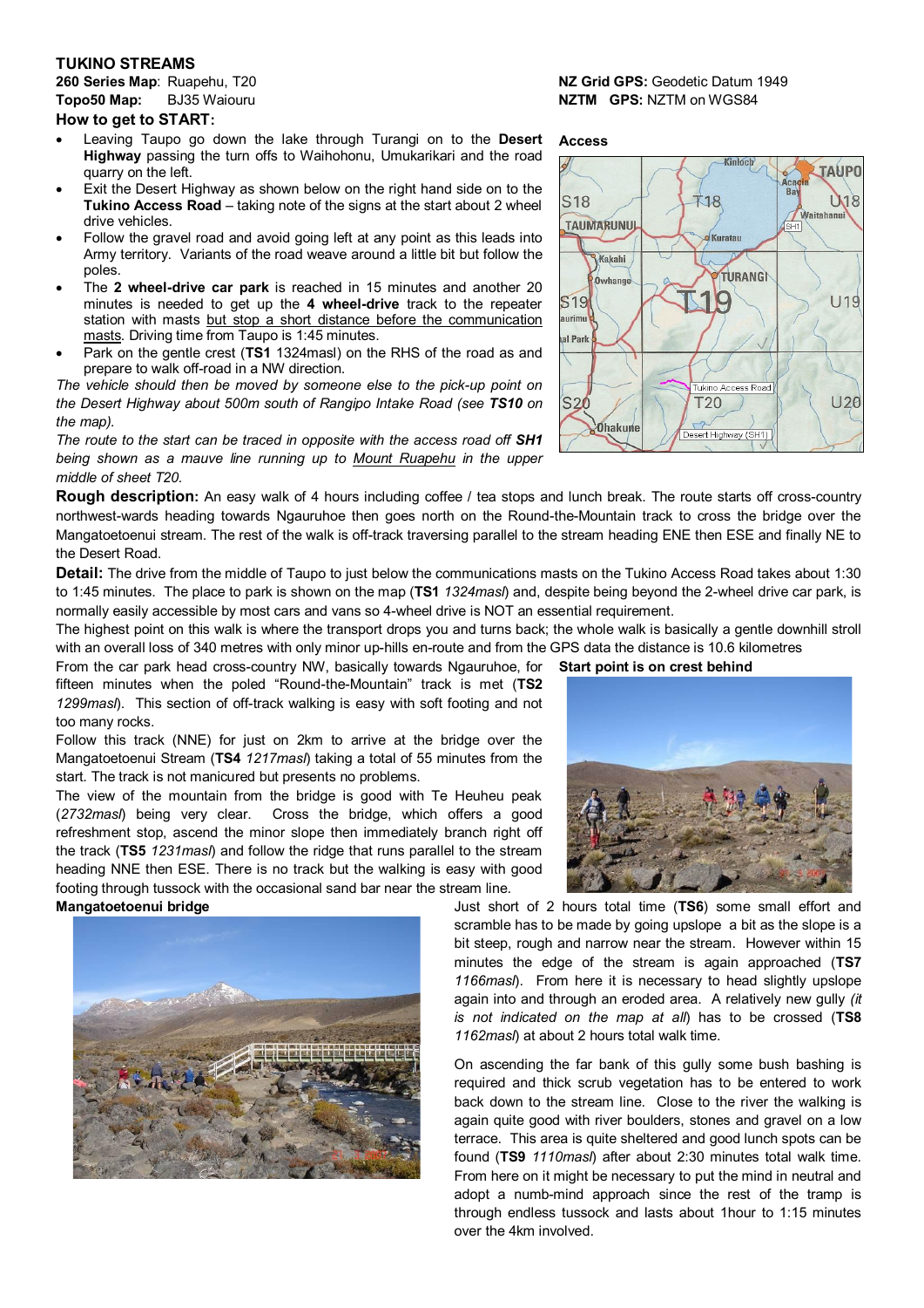# TUKINO STREAMS

**260 Series Map**: Ruapehu, T20
**Topo50 Map:** BJ35 Waiouru

**NZ Grid GPS:** Geodetic Datum 1949
**NZTM GPS:** NZTM on WGS84

## How to get to START:

- Leaving Taupo go down the lake through Turangi on to the **Desert Highway** passing the turn offs to Waihohonu, Umukarikari and the road quarry on the left.
- Exit the Desert Highway as shown below on the right hand side on to the **Tukino Access Road** – taking note of the signs at the start about 2 wheel drive vehicles.
- Follow the gravel road and avoid going left at any point as this leads into Army territory. Variants of the road weave around a little bit but follow the poles.
- The **2 wheel-drive car park** is reached in 15 minutes and another 20 minutes is needed to get up the **4 wheel-drive** track to the repeater station with masts but stop a short distance before the communication masts. Driving time from Taupo is 1:45 minutes.
- Park on the gentle crest (**TS1** 1324masl) on the RHS of the road as and prepare to walk off-road in a NW direction.

*The vehicle should then be moved by someone else to the pick-up point on the Desert Highway about 500m south of Rangipo Intake Road (see **TS10** on the map).*

*The route to the start can be traced in opposite with the access road off **SH1** being shown as a mauve line running up to Mount Ruapehu in the upper middle of sheet T20.*

**Access**

**Rough description:** An easy walk of 4 hours including coffee / tea stops and lunch break. The route starts off cross-country northwest-wards heading towards Ngauruhoe then goes north on the Round-the-Mountain track to cross the bridge over the Mangatoetoenui stream. The rest of the walk is off-track traversing parallel to the stream heading ENE then ESE and finally NE to the Desert Road.

**Detail:** The drive from the middle of Taupo to just below the communications masts on the Tukino Access Road takes about 1:30 to 1:45 minutes. The place to park is shown on the map (**TS1** *1324masl*) and, despite being beyond the 2-wheel drive car park, is normally easily accessible by most cars and vans so 4-wheel drive is NOT an essential requirement.

The highest point on this walk is where the transport drops you and turns back; the whole walk is basically a gentle downhill stroll with an overall loss of 340 metres with only minor up-hills en-route and from the GPS data the distance is 10.6 kilometres

From the car park head cross-country NW, basically towards Ngauruhoe, for fifteen minutes when the poled "Round-the-Mountain" track is met (**TS2** *1299masl*). This section of off-track walking is easy with soft footing and not too many rocks.

Follow this track (NNE) for just on 2km to arrive at the bridge over the Mangatoetoenui Stream (**TS4** *1217masl*) taking a total of 55 minutes from the start. The track is not manicured but presents no problems.

The view of the mountain from the bridge is good with Te Heuheu peak (*2732masl*) being very clear. Cross the bridge, which offers a good refreshment stop, ascend the minor slope then immediately branch right off the track (**TS5** *1231masl*) and follow the ridge that runs parallel to the stream heading NNE then ESE. There is no track but the walking is easy with good footing through tussock with the occasional sand bar near the stream line.

**Start point is on crest behind**

**Mangatoetoenui bridge**

Just short of 2 hours total time (**TS6**) some small effort and scramble has to be made by going upslope a bit as the slope is a bit steep, rough and narrow near the stream. However within 15 minutes the edge of the stream is again approached (**TS7** *1166masl*). From here it is necessary to head slightly upslope again into and through an eroded area. A relatively new gully *(it is not indicated on the map at all)* has to be crossed (**TS8** *1162masl*) at about 2 hours total walk time.

On ascending the far bank of this gully some bush bashing is required and thick scrub vegetation has to be entered to work back down to the stream line. Close to the river the walking is again quite good with river boulders, stones and gravel on a low terrace. This area is quite sheltered and good lunch spots can be found (**TS9** *1110masl*) after about 2:30 minutes total walk time. From here on it may be necessary to put the mind in neutral and adopt a numb-mind approach since the rest of the tramp is through endless tussock and lasts about 1hour to 1:15 minutes over the 4km involved.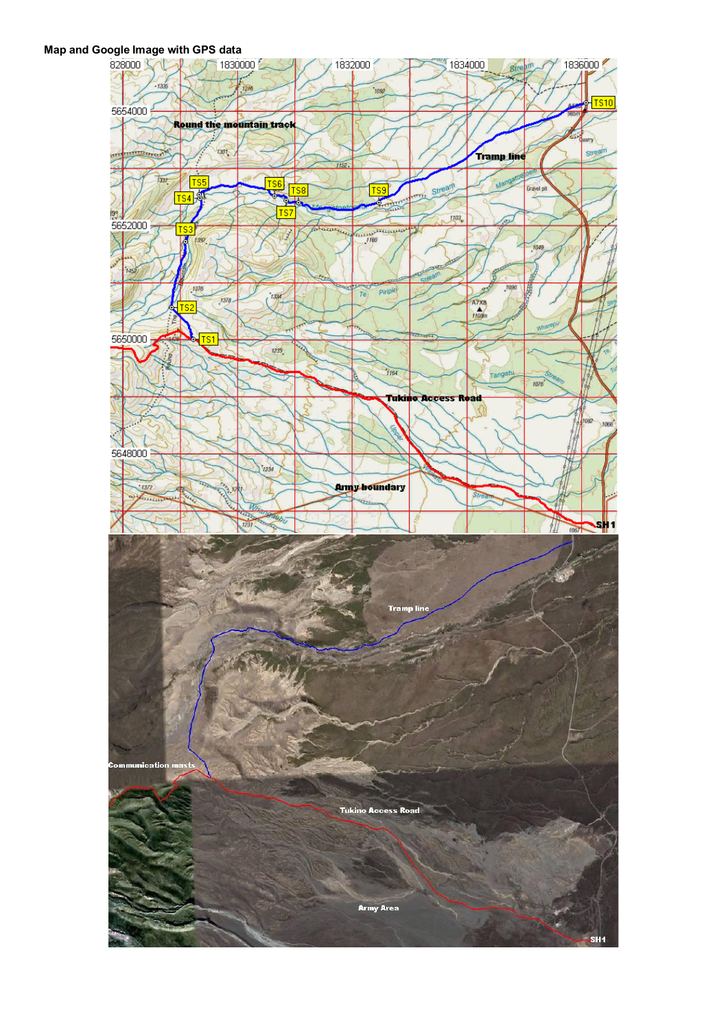**Map and Google Image with GPS data**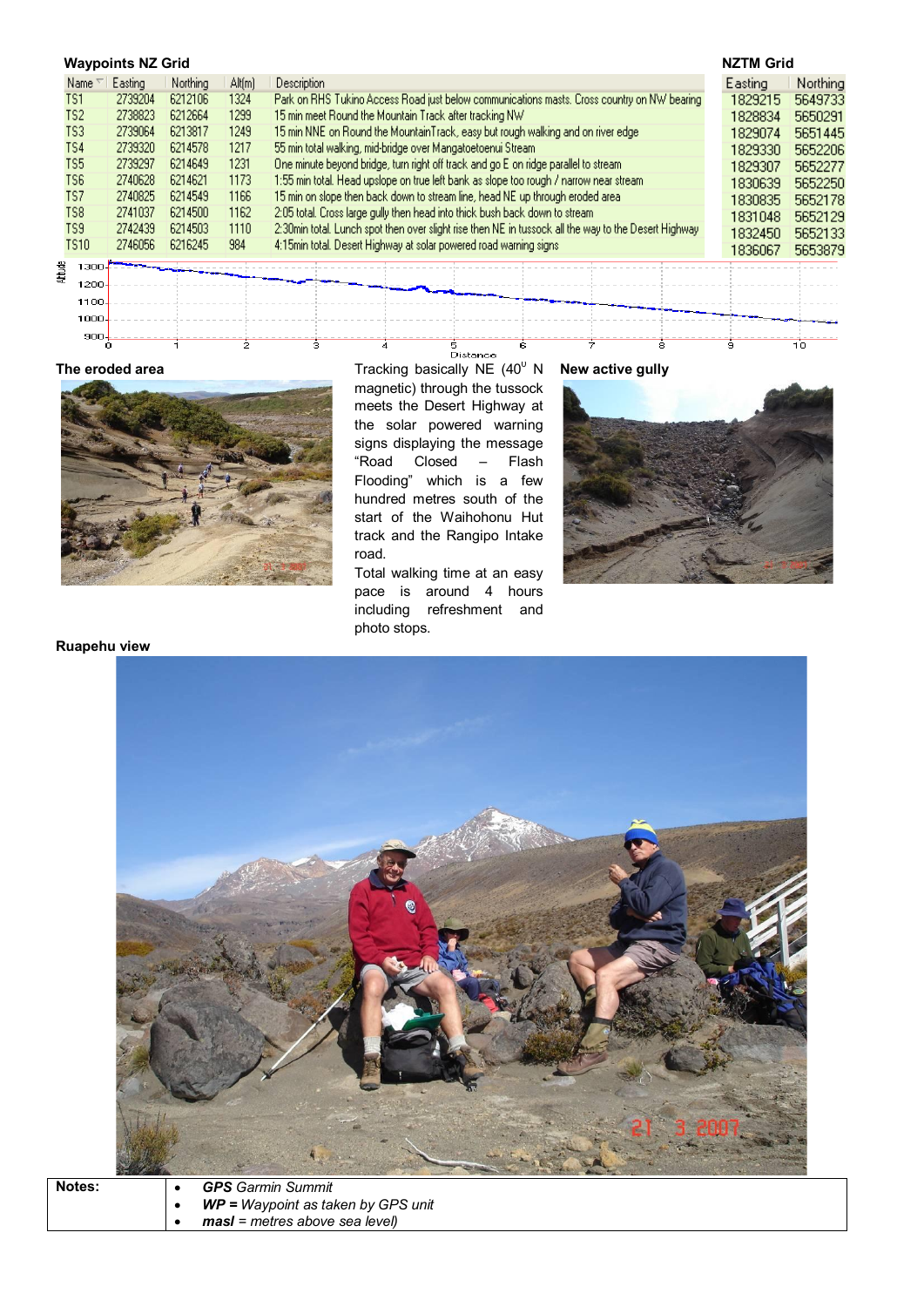**Waypoints NZ Grid** | **NZTM Grid**

| Name | Easting | Northing | Alt(m) | Description | Easting | Northing |
|---|---|---|---|---|---|---|
| TS1 | 2739204 | 6212106 | 1324 | Park on RHS Tukino Access Road just below communications masts. Cross country on NW bearing | 1829215 | 5649733 |
| TS2 | 2738823 | 6212664 | 1299 | 15 min meet Round the Mountain Track after tracking NW | 1828834 | 5650291 |
| TS3 | 2739064 | 6213817 | 1249 | 15 min NNE on Round the MountainTrack, easy but rough walking and on river edge | 1829074 | 5651445 |
| TS4 | 2739320 | 6214578 | 1217 | 55 min total walking, mid-bridge over Mangatoetoenui Stream | 1829330 | 5652206 |
| TS5 | 2739297 | 6214649 | 1231 | One minute beyond bridge, turn right off track and go E on ridge parallel to stream | 1829307 | 5652277 |
| TS6 | 2740628 | 6214621 | 1173 | 1:55 min total. Head upslope on true left bank as slope too rough / narrow near stream | 1830639 | 5652250 |
| TS7 | 2740825 | 6214549 | 1166 | 15 min on slope then back down to stream line, head NE up through eroded area | 1830835 | 5652178 |
| TS8 | 2741037 | 6214500 | 1162 | 2:05 total. Cross large gully then head into thick bush back down to stream | 1831048 | 5652129 |
| TS9 | 2742439 | 6214503 | 1110 | 2:30min total. Lunch spot then over slight rise then NE in tussock all the way to the Desert Highway | 1832450 | 5652133 |
| TS10 | 2746056 | 6216245 | 984 | 4:15min total. Desert Highway at solar powered road warning signs | 1836067 | 5653879 |

Altitude
1300
1200
1100
1000
900
0 1 2 3 4 5 6 7 8 9 10
Distance

**The eroded area**

Tracking basically NE (40$^{0}$ N magnetic) through the tussock meets the Desert Highway at the solar powered warning signs displaying the message "Road Closed – Flash Flooding" which is a few hundred metres south of the start of the Waihohonu Hut track and the Rangipo Intake road.

Total walking time at an easy pace is around 4 hours including refreshment and photo stops.

**New active gully**

**Ruapehu view**

| | |
|---|---|
| **Notes:** | • ***GPS*** *Garmin Summit*<br>• ***WP =*** *Waypoint as taken by GPS unit*<br>• ***masl*** *= metres above sea level)* |